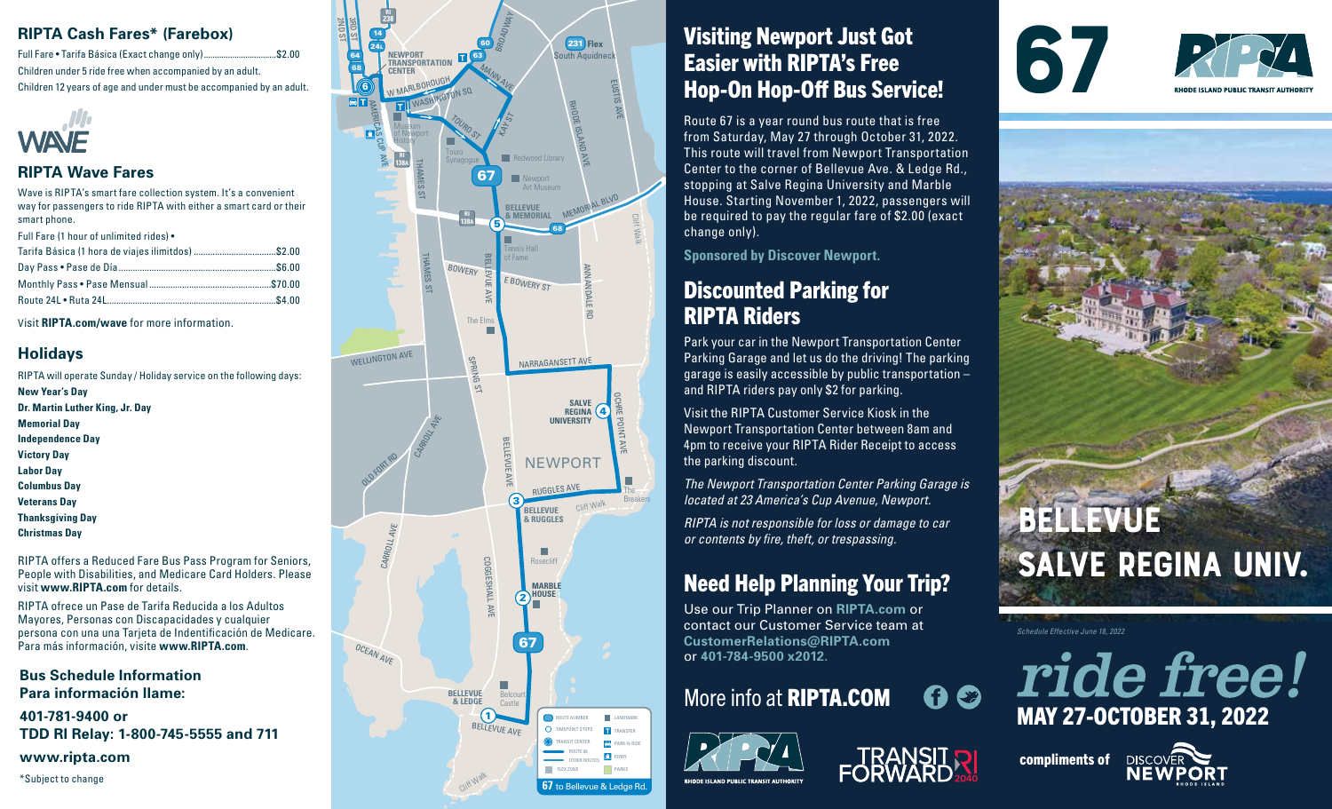## RIPTA Cash Fares* (Farebox)

Full Fare • Tarifa Básica (Exact change only) ................................ $2.00

Children under 5 ride free when accompanied by an adult.

Children 12 years of age and under must be accompanied by an adult.

WAVE

## RIPTA Wave Fares

Wave is RIPTA's smart fare collection system. It's a convenient way for passengers to ride RIPTA with either a smart card or their smart phone.

Full Fare (1 hour of unlimited rides) •
Tarifa Básica (1 hora de viajes ilimitdos) .................................. $2.00

Day Pass • Pase de Día ........................................................ $6.00

Monthly Pass • Pase Mensual ................................................ $70.00

Route 24L • Ruta 24L ............................................................ $4.00

Visit **RIPTA.com/wave** for more information.

## Holidays

RIPTA will operate Sunday / Holiday service on the following days:

**New Year's Day**
**Dr. Martin Luther King, Jr. Day**
**Memorial Day**
**Independence Day**
**Victory Day**
**Labor Day**
**Columbus Day**
**Veterans Day**
**Thanksgiving Day**
**Christmas Day**

RIPTA offers a Reduced Fare Bus Pass Program for Seniors, People with Disabilities, and Medicare Card Holders. Please visit **www.RIPTA.com** for details.

RIPTA ofrece un Pase de Tarifa Reducida a los Adultos Mayores, Personas con Discapacidades y cualquier persona con una una Tarjeta de Indentificación de Medicare. Para más información, visite **www.RIPTA.com**.

**Bus Schedule Information**
**Para información llame:**

**401-781-9400 or**
**TDD RI Relay: 1-800-745-5555 and 711**

**www.ripta.com**

*Subject to change

## Visiting Newport Just Got Easier with RIPTA's Free Hop-On Hop-Off Bus Service!

Route 67 is a year round bus route that is free from Saturday, May 27 through October 31, 2022. This route will travel from Newport Transportation Center to the corner of Bellevue Ave. & Ledge Rd., stopping at Salve Regina University and Marble House. Starting November 1, 2022, passengers will be required to pay the regular fare of $2.00 (exact change only).

**Sponsored by Discover Newport.**

## Discounted Parking for RIPTA Riders

Park your car in the Newport Transportation Center Parking Garage and let us do the driving! The parking garage is easily accessible by public transportation – and RIPTA riders pay only $2 for parking.

Visit the RIPTA Customer Service Kiosk in the Newport Transportation Center between 8am and 4pm to receive your RIPTA Rider Receipt to access the parking discount.

*The Newport Transportation Center Parking Garage is located at 23 America's Cup Avenue, Newport.*

*RIPTA is not responsible for loss or damage to car or contents by fire, theft, or trespassing.*

## Need Help Planning Your Trip?

Use our Trip Planner on **RIPTA.com** or contact our Customer Service team at **CustomerRelations@RIPTA.com** or **401-784-9500 x2012**.

More info at **RIPTA.COM**

RHODE ISLAND PUBLIC TRANSIT AUTHORITY

TRANSIT FORWARD RI 2040

# 67

RIPTA — RHODE ISLAND PUBLIC TRANSIT AUTHORITY

# BELLEVUE SALVE REGINA UNIV.

*Schedule Effective June 18, 2022*

# *ride free!*

## MAY 27-OCTOBER 31, 2022

**compliments of** DISCOVER NEWPORT RHODE ISLAND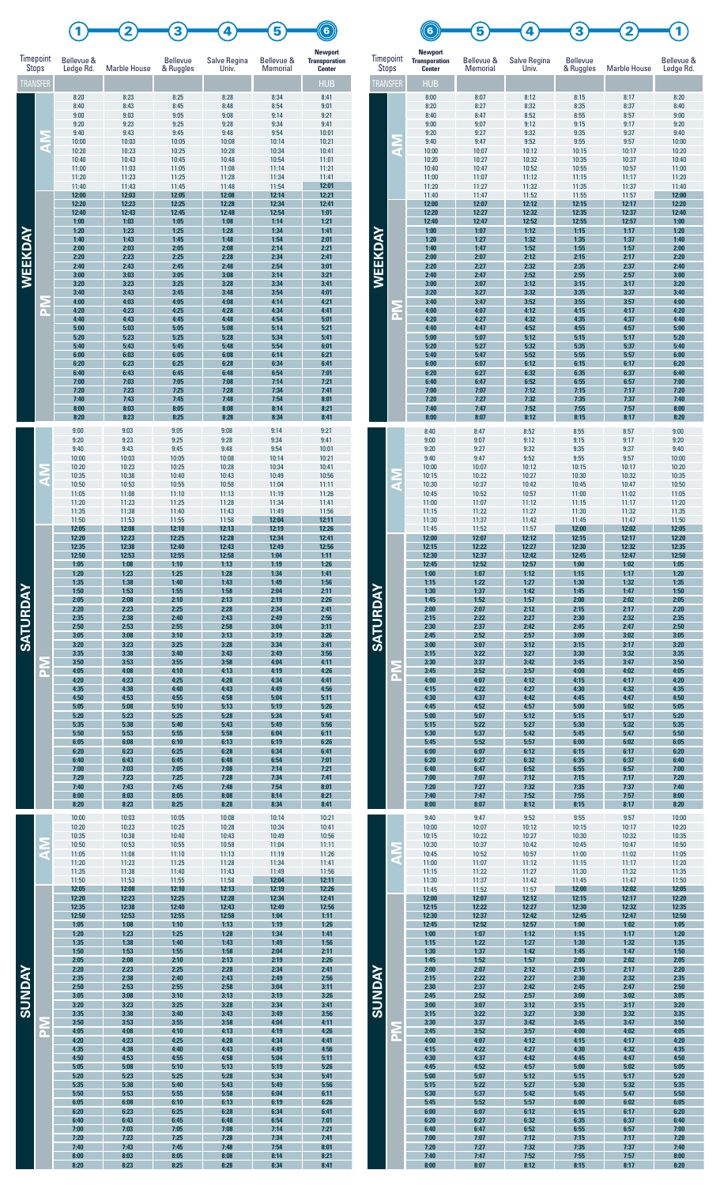## WEEKDAY

| Timepoint Stops | 1 Bellevue & Ledge Rd. | 2 Marble House | 3 Bellevue & Ruggles | 4 Salve Regina Univ. | 5 Bellevue & Memorial | 6 Newport Transportation Center |
|---|---|---|---|---|---|---|
| TRANSFER | | | | | | HUB |
| AM | 8:20 | 8:23 | 8:25 | 8:28 | 8:34 | 8:41 |
| | 8:40 | 8:43 | 8:45 | 8:48 | 8:54 | 9:01 |
| | 9:00 | 9:03 | 9:05 | 9:08 | 9:14 | 9:21 |
| | 9:20 | 9:23 | 9:25 | 9:28 | 9:34 | 9:41 |
| | 9:40 | 9:43 | 9:45 | 9:48 | 9:54 | 10:01 |
| | 10:00 | 10:03 | 10:05 | 10:08 | 10:14 | 10:21 |
| | 10:20 | 10:23 | 10:25 | 10:28 | 10:34 | 10:41 |
| | 10:40 | 10:43 | 10:45 | 10:48 | 10:54 | 11:01 |
| | 11:00 | 11:03 | 11:05 | 11:08 | 11:14 | 11:21 |
| | 11:20 | 11:23 | 11:25 | 11:28 | 11:34 | 11:41 |
| | 11:40 | 11:43 | 11:45 | 11:48 | 11:54 | **12:01** |
| PM | **12:00** | **12:03** | **12:05** | **12:08** | **12:14** | **12:21** |
| | **12:20** | **12:23** | **12:25** | **12:28** | **12:34** | **12:41** |
| | **12:40** | **12:43** | **12:45** | **12:48** | **12:54** | **1:01** |
| | **1:00** | **1:03** | **1:05** | **1:08** | **1:14** | **1:21** |
| | **1:20** | **1:23** | **1:25** | **1:28** | **1:34** | **1:41** |
| | **1:40** | **1:43** | **1:45** | **1:48** | **1:54** | **2:01** |
| | **2:00** | **2:03** | **2:05** | **2:08** | **2:14** | **2:21** |
| | **2:20** | **2:23** | **2:25** | **2:28** | **2:34** | **2:41** |
| | **2:40** | **2:43** | **2:45** | **2:48** | **2:54** | **3:01** |
| | **3:00** | **3:03** | **3:05** | **3:08** | **3:14** | **3:21** |
| | **3:20** | **3:23** | **3:25** | **3:28** | **3:34** | **3:41** |
| | **3:40** | **3:43** | **3:45** | **3:48** | **3:54** | **4:01** |
| | **4:00** | **4:03** | **4:05** | **4:08** | **4:14** | **4:21** |
| | **4:20** | **4:23** | **4:25** | **4:28** | **4:34** | **4:41** |
| | **4:40** | **4:43** | **4:45** | **4:48** | **4:54** | **5:01** |
| | **5:00** | **5:03** | **5:05** | **5:08** | **5:14** | **5:21** |
| | **5:20** | **5:23** | **5:25** | **5:28** | **5:34** | **5:41** |
| | **5:40** | **5:43** | **5:45** | **5:48** | **5:54** | **6:01** |
| | **6:00** | **6:03** | **6:05** | **6:08** | **6:14** | **6:21** |
| | **6:20** | **6:23** | **6:25** | **6:28** | **6:34** | **6:41** |
| | **6:40** | **6:43** | **6:45** | **6:48** | **6:54** | **7:01** |
| | **7:00** | **7:03** | **7:05** | **7:08** | **7:14** | **7:21** |
| | **7:20** | **7:23** | **7:25** | **7:28** | **7:34** | **7:41** |
| | **7:40** | **7:43** | **7:45** | **7:48** | **7:54** | **8:01** |
| | **8:00** | **8:03** | **8:05** | **8:08** | **8:14** | **8:21** |
| | **8:20** | **8:23** | **8:25** | **8:28** | **8:34** | **8:41** |

| Timepoint Stops | 6 Newport Transportation Center | 5 Bellevue & Memorial | 4 Salve Regina Univ. | 3 Bellevue & Ruggles | 2 Marble House | 1 Bellevue & Ledge Rd. |
|---|---|---|---|---|---|---|
| TRANSFER | HUB | | | | | |
| AM | 8:00 | 8:07 | 8:12 | 8:15 | 8:17 | 8:20 |
| | 8:20 | 8:27 | 8:32 | 8:35 | 8:37 | 8:40 |
| | 8:40 | 8:47 | 8:52 | 8:55 | 8:57 | 9:00 |
| | 9:00 | 9:07 | 9:12 | 9:15 | 9:17 | 9:20 |
| | 9:20 | 9:27 | 9:32 | 9:35 | 9:37 | 9:40 |
| | 9:40 | 9:47 | 9:52 | 9:55 | 9:57 | 10:00 |
| | 10:00 | 10:07 | 10:12 | 10:15 | 10:17 | 10:20 |
| | 10:20 | 10:27 | 10:32 | 10:35 | 10:37 | 10:40 |
| | 10:40 | 10:47 | 10:52 | 10:55 | 10:57 | 11:00 |
| | 11:00 | 11:07 | 11:12 | 11:15 | 11:17 | 11:20 |
| | 11:20 | 11:27 | 11:32 | 11:35 | 11:37 | 11:40 |
| | 11:40 | 11:47 | 11:52 | 11:55 | 11:57 | **12:00** |
| PM | **12:00** | **12:07** | **12:12** | **12:15** | **12:17** | **12:20** |
| | **12:20** | **12:27** | **12:32** | **12:35** | **12:37** | **12:40** |
| | **12:40** | **12:47** | **12:52** | **12:55** | **12:57** | **1:00** |
| | **1:00** | **1:07** | **1:12** | **1:15** | **1:17** | **1:20** |
| | **1:20** | **1:27** | **1:32** | **1:35** | **1:37** | **1:40** |
| | **1:40** | **1:47** | **1:52** | **1:55** | **1:57** | **2:00** |
| | **2:00** | **2:07** | **2:12** | **2:15** | **2:17** | **2:20** |
| | **2:20** | **2:27** | **2:32** | **2:35** | **2:37** | **2:40** |
| | **2:40** | **2:47** | **2:52** | **2:55** | **2:57** | **3:00** |
| | **3:00** | **3:07** | **3:12** | **3:15** | **3:17** | **3:20** |
| | **3:20** | **3:27** | **3:32** | **3:35** | **3:37** | **3:40** |
| | **3:40** | **3:47** | **3:52** | **3:55** | **3:57** | **4:00** |
| | **4:00** | **4:07** | **4:12** | **4:15** | **4:17** | **4:20** |
| | **4:20** | **4:27** | **4:32** | **4:35** | **4:37** | **4:40** |
| | **4:40** | **4:47** | **4:52** | **4:55** | **4:57** | **5:00** |
| | **5:00** | **5:07** | **5:12** | **5:15** | **5:17** | **5:20** |
| | **5:20** | **5:27** | **5:32** | **5:35** | **5:37** | **5:40** |
| | **5:40** | **5:47** | **5:52** | **5:55** | **5:57** | **6:00** |
| | **6:00** | **6:07** | **6:12** | **6:15** | **6:17** | **6:20** |
| | **6:20** | **6:27** | **6:32** | **6:35** | **6:37** | **6:40** |
| | **6:40** | **6:47** | **6:52** | **6:55** | **6:57** | **7:00** |
| | **7:00** | **7:07** | **7:12** | **7:15** | **7:17** | **7:20** |
| | **7:20** | **7:27** | **7:32** | **7:35** | **7:37** | **7:40** |
| | **7:40** | **7:47** | **7:52** | **7:55** | **7:57** | **8:00** |
| | **8:00** | **8:07** | **8:12** | **8:15** | **8:17** | **8:20** |

## SATURDAY

| Timepoint Stops | 1 Bellevue & Ledge Rd. | 2 Marble House | 3 Bellevue & Ruggles | 4 Salve Regina Univ. | 5 Bellevue & Memorial | 6 Newport Transportation Center |
|---|---|---|---|---|---|---|
| TRANSFER | | | | | | HUB |
| AM | 9:00 | 9:03 | 9:05 | 9:08 | 9:14 | 9:21 |
| | 9:20 | 9:23 | 9:25 | 9:28 | 9:34 | 9:41 |
| | 9:40 | 9:43 | 9:45 | 9:48 | 9:54 | 10:01 |
| | 10:00 | 10:03 | 10:05 | 10:08 | 10:14 | 10:21 |
| | 10:20 | 10:23 | 10:25 | 10:28 | 10:34 | 10:41 |
| | 10:35 | 10:38 | 10:40 | 10:43 | 10:49 | 10:56 |
| | 10:50 | 10:53 | 10:55 | 10:58 | 11:04 | 11:11 |
| | 11:05 | 11:08 | 11:10 | 11:13 | 11:19 | 11:26 |
| | 11:20 | 11:23 | 11:25 | 11:28 | 11:34 | 11:41 |
| | 11:35 | 11:38 | 11:40 | 11:43 | 11:49 | 11:56 |
| | 11:50 | 11:53 | 11:55 | 11:58 | **12:04** | **12:11** |
| PM | **12:05** | **12:08** | **12:10** | **12:13** | **12:19** | **12:26** |
| | **12:20** | **12:23** | **12:25** | **12:28** | **12:34** | **12:41** |
| | **12:35** | **12:38** | **12:40** | **12:43** | **12:49** | **12:56** |
| | **12:50** | **12:53** | **12:55** | **12:58** | **1:04** | **1:11** |
| | **1:05** | **1:08** | **1:10** | **1:13** | **1:19** | **1:26** |
| | **1:20** | **1:23** | **1:25** | **1:28** | **1:34** | **1:41** |
| | **1:35** | **1:38** | **1:40** | **1:43** | **1:49** | **1:56** |
| | **1:50** | **1:53** | **1:55** | **1:58** | **2:04** | **2:11** |
| | **2:05** | **2:08** | **2:10** | **2:13** | **2:19** | **2:26** |
| | **2:20** | **2:23** | **2:25** | **2:28** | **2:34** | **2:41** |
| | **2:35** | **2:38** | **2:40** | **2:43** | **2:49** | **2:56** |
| | **2:50** | **2:53** | **2:55** | **2:58** | **3:04** | **3:11** |
| | **3:05** | **3:08** | **3:10** | **3:13** | **3:19** | **3:26** |
| | **3:20** | **3:23** | **3:25** | **3:28** | **3:34** | **3:41** |
| | **3:35** | **3:38** | **3:40** | **3:43** | **3:49** | **3:56** |
| | **3:50** | **3:53** | **3:55** | **3:58** | **4:04** | **4:11** |
| | **4:05** | **4:08** | **4:10** | **4:13** | **4:19** | **4:26** |
| | **4:20** | **4:23** | **4:25** | **4:28** | **4:34** | **4:41** |
| | **4:35** | **4:38** | **4:40** | **4:43** | **4:49** | **4:56** |
| | **4:50** | **4:53** | **4:55** | **4:58** | **5:04** | **5:11** |
| | **5:05** | **5:08** | **5:10** | **5:13** | **5:19** | **5:26** |
| | **5:20** | **5:23** | **5:25** | **5:28** | **5:34** | **5:41** |
| | **5:35** | **5:38** | **5:40** | **5:43** | **5:49** | **5:56** |
| | **5:50** | **5:53** | **5:55** | **5:58** | **6:04** | **6:11** |
| | **6:05** | **6:08** | **6:10** | **6:13** | **6:19** | **6:26** |
| | **6:20** | **6:23** | **6:25** | **6:28** | **6:34** | **6:41** |
| | **6:40** | **6:43** | **6:45** | **6:48** | **6:54** | **7:01** |
| | **7:00** | **7:03** | **7:05** | **7:08** | **7:14** | **7:21** |
| | **7:20** | **7:23** | **7:25** | **7:28** | **7:34** | **7:41** |
| | **7:40** | **7:43** | **7:45** | **7:48** | **7:54** | **8:01** |
| | **8:00** | **8:03** | **8:05** | **8:08** | **8:14** | **8:21** |
| | **8:20** | **8:23** | **8:25** | **8:28** | **8:34** | **8:41** |

| Timepoint Stops | 6 Newport Transportation Center | 5 Bellevue & Memorial | 4 Salve Regina Univ. | 3 Bellevue & Ruggles | 2 Marble House | 1 Bellevue & Ledge Rd. |
|---|---|---|---|---|---|---|
| TRANSFER | HUB | | | | | |
| AM | 8:40 | 8:47 | 8:52 | 8:55 | 8:57 | 9:00 |
| | 9:00 | 9:07 | 9:12 | 9:15 | 9:17 | 9:20 |
| | 9:20 | 9:27 | 9:32 | 9:35 | 9:37 | 9:40 |
| | 9:40 | 9:47 | 9:52 | 9:55 | 9:57 | 10:00 |
| | 10:00 | 10:07 | 10:12 | 10:15 | 10:17 | 10:20 |
| | 10:15 | 10:22 | 10:27 | 10:30 | 10:32 | 10:35 |
| | 10:30 | 10:37 | 10:42 | 10:45 | 10:47 | 10:50 |
| | 10:45 | 10:52 | 10:57 | 11:00 | 11:02 | 11:05 |
| | 11:00 | 11:07 | 11:12 | 11:15 | 11:17 | 11:20 |
| | 11:15 | 11:22 | 11:27 | 11:30 | 11:32 | 11:35 |
| | 11:30 | 11:37 | 11:42 | 11:45 | 11:47 | 11:50 |
| | 11:45 | 11:52 | 11:57 | **12:00** | **12:02** | **12:05** |
| PM | **12:00** | **12:07** | **12:12** | **12:15** | **12:17** | **12:20** |
| | **12:15** | **12:22** | **12:27** | **12:30** | **12:32** | **12:35** |
| | **12:30** | **12:37** | **12:42** | **12:45** | **12:47** | **12:50** |
| | **12:45** | **12:52** | **12:57** | **1:00** | **1:02** | **1:05** |
| | **1:00** | **1:07** | **1:12** | **1:15** | **1:17** | **1:20** |
| | **1:15** | **1:22** | **1:27** | **1:30** | **1:32** | **1:35** |
| | **1:30** | **1:37** | **1:42** | **1:45** | **1:47** | **1:50** |
| | **1:45** | **1:52** | **1:57** | **2:00** | **2:02** | **2:05** |
| | **2:00** | **2:07** | **2:12** | **2:15** | **2:17** | **2:20** |
| | **2:15** | **2:22** | **2:27** | **2:30** | **2:32** | **2:35** |
| | **2:30** | **2:37** | **2:42** | **2:45** | **2:47** | **2:50** |
| | **2:45** | **2:52** | **2:57** | **3:00** | **3:02** | **3:05** |
| | **3:00** | **3:07** | **3:12** | **3:15** | **3:17** | **3:20** |
| | **3:15** | **3:22** | **3:27** | **3:30** | **3:32** | **3:35** |
| | **3:30** | **3:37** | **3:42** | **3:45** | **3:47** | **3:50** |
| | **3:45** | **3:52** | **3:57** | **4:00** | **4:02** | **4:05** |
| | **4:00** | **4:07** | **4:12** | **4:15** | **4:17** | **4:20** |
| | **4:15** | **4:22** | **4:27** | **4:30** | **4:32** | **4:35** |
| | **4:30** | **4:37** | **4:42** | **4:45** | **4:47** | **4:50** |
| | **4:45** | **4:52** | **4:57** | **5:00** | **5:02** | **5:05** |
| | **5:00** | **5:07** | **5:12** | **5:15** | **5:17** | **5:20** |
| | **5:15** | **5:22** | **5:27** | **5:30** | **5:32** | **5:35** |
| | **5:30** | **5:37** | **5:42** | **5:45** | **5:47** | **5:50** |
| | **5:45** | **5:52** | **5:57** | **6:00** | **6:02** | **6:05** |
| | **6:00** | **6:07** | **6:12** | **6:15** | **6:17** | **6:20** |
| | **6:20** | **6:27** | **6:32** | **6:35** | **6:37** | **6:40** |
| | **6:40** | **6:47** | **6:52** | **6:55** | **6:57** | **7:00** |
| | **7:00** | **7:07** | **7:12** | **7:15** | **7:17** | **7:20** |
| | **7:20** | **7:27** | **7:32** | **7:35** | **7:37** | **7:40** |
| | **7:40** | **7:47** | **7:52** | **7:55** | **7:57** | **8:00** |
| | **8:00** | **8:07** | **8:12** | **8:15** | **8:17** | **8:20** |

## SUNDAY

| Timepoint Stops | 1 Bellevue & Ledge Rd. | 2 Marble House | 3 Bellevue & Ruggles | 4 Salve Regina Univ. | 5 Bellevue & Memorial | 6 Newport Transportation Center |
|---|---|---|---|---|---|---|
| TRANSFER | | | | | | HUB |
| AM | 10:00 | 10:03 | 10:05 | 10:08 | 10:14 | 10:21 |
| | 10:20 | 10:23 | 10:25 | 10:28 | 10:34 | 10:41 |
| | 10:35 | 10:38 | 10:40 | 10:43 | 10:49 | 10:56 |
| | 10:50 | 10:53 | 10:55 | 10:58 | 11:04 | 11:11 |
| | 11:05 | 11:08 | 11:10 | 11:13 | 11:19 | 11:26 |
| | 11:20 | 11:23 | 11:25 | 11:28 | 11:34 | 11:41 |
| | 11:35 | 11:38 | 11:40 | 11:43 | 11:49 | 11:56 |
| | 11:50 | 11:53 | 11:55 | 11:58 | **12:04** | **12:11** |
| PM | **12:05** | **12:08** | **12:10** | **12:13** | **12:19** | **12:26** |
| | **12:20** | **12:23** | **12:25** | **12:28** | **12:34** | **12:41** |
| | **12:35** | **12:38** | **12:40** | **12:43** | **12:49** | **12:56** |
| | **12:50** | **12:53** | **12:55** | **12:58** | **1:04** | **1:11** |
| | **1:05** | **1:08** | **1:10** | **1:13** | **1:19** | **1:26** |
| | **1:20** | **1:23** | **1:25** | **1:28** | **1:34** | **1:41** |
| | **1:35** | **1:38** | **1:40** | **1:43** | **1:49** | **1:56** |
| | **1:50** | **1:53** | **1:55** | **1:58** | **2:04** | **2:11** |
| | **2:05** | **2:08** | **2:10** | **2:13** | **2:19** | **2:26** |
| | **2:20** | **2:23** | **2:25** | **2:28** | **2:34** | **2:41** |
| | **2:35** | **2:38** | **2:40** | **2:43** | **2:49** | **2:56** |
| | **2:50** | **2:53** | **2:55** | **2:58** | **3:04** | **3:11** |
| | **3:05** | **3:08** | **3:10** | **3:13** | **3:19** | **3:26** |
| | **3:20** | **3:23** | **3:25** | **3:28** | **3:34** | **3:41** |
| | **3:35** | **3:38** | **3:40** | **3:43** | **3:49** | **3:56** |
| | **3:50** | **3:53** | **3:55** | **3:58** | **4:04** | **4:11** |
| | **4:05** | **4:08** | **4:10** | **4:13** | **4:19** | **4:26** |
| | **4:20** | **4:23** | **4:25** | **4:28** | **4:34** | **4:41** |
| | **4:35** | **4:38** | **4:40** | **4:43** | **4:49** | **4:56** |
| | **4:50** | **4:53** | **4:55** | **4:58** | **5:04** | **5:11** |
| | **5:05** | **5:08** | **5:10** | **5:13** | **5:19** | **5:26** |
| | **5:20** | **5:23** | **5:25** | **5:28** | **5:34** | **5:41** |
| | **5:35** | **5:38** | **5:40** | **5:43** | **5:49** | **5:56** |
| | **5:50** | **5:53** | **5:55** | **5:58** | **6:04** | **6:11** |
| | **6:05** | **6:08** | **6:10** | **6:13** | **6:19** | **6:26** |
| | **6:20** | **6:23** | **6:25** | **6:28** | **6:34** | **6:41** |
| | **6:40** | **6:43** | **6:45** | **6:48** | **6:54** | **7:01** |
| | **7:00** | **7:03** | **7:05** | **7:08** | **7:14** | **7:21** |
| | **7:20** | **7:23** | **7:25** | **7:28** | **7:34** | **7:41** |
| | **7:40** | **7:43** | **7:45** | **7:48** | **7:54** | **8:01** |
| | **8:00** | **8:03** | **8:05** | **8:08** | **8:14** | **8:21** |
| | **8:20** | **8:23** | **8:25** | **8:28** | **8:34** | **8:41** |

| Timepoint Stops | 6 Newport Transportation Center | 5 Bellevue & Memorial | 4 Salve Regina Univ. | 3 Bellevue & Ruggles | 2 Marble House | 1 Bellevue & Ledge Rd. |
|---|---|---|---|---|---|---|
| TRANSFER | HUB | | | | | |
| AM | 9:40 | 9:47 | 9:52 | 9:55 | 9:57 | 10:00 |
| | 10:00 | 10:07 | 10:12 | 10:15 | 10:17 | 10:20 |
| | 10:15 | 10:22 | 10:27 | 10:30 | 10:32 | 10:35 |
| | 10:30 | 10:37 | 10:42 | 10:45 | 10:47 | 10:50 |
| | 10:45 | 10:52 | 10:57 | 11:00 | 11:02 | 11:05 |
| | 11:00 | 11:07 | 11:12 | 11:15 | 11:17 | 11:20 |
| | 11:15 | 11:22 | 11:27 | 11:30 | 11:32 | 11:35 |
| | 11:30 | 11:37 | 11:42 | 11:45 | 11:47 | 11:50 |
| | 11:45 | 11:52 | 11:57 | **12:00** | **12:02** | **12:05** |
| PM | **12:00** | **12:07** | **12:12** | **12:15** | **12:17** | **12:20** |
| | **12:15** | **12:22** | **12:27** | **12:30** | **12:32** | **12:35** |
| | **12:30** | **12:37** | **12:42** | **12:45** | **12:47** | **12:50** |
| | **12:45** | **12:52** | **12:57** | **1:00** | **1:02** | **1:05** |
| | **1:00** | **1:07** | **1:12** | **1:15** | **1:17** | **1:20** |
| | **1:15** | **1:22** | **1:27** | **1:30** | **1:32** | **1:35** |
| | **1:30** | **1:37** | **1:42** | **1:45** | **1:47** | **1:50** |
| | **1:45** | **1:52** | **1:57** | **2:00** | **2:02** | **2:05** |
| | **2:00** | **2:07** | **2:12** | **2:15** | **2:17** | **2:20** |
| | **2:15** | **2:22** | **2:27** | **2:30** | **2:32** | **2:35** |
| | **2:30** | **2:37** | **2:42** | **2:45** | **2:47** | **2:50** |
| | **2:45** | **2:52** | **2:57** | **3:00** | **3:02** | **3:05** |
| | **3:00** | **3:07** | **3:12** | **3:15** | **3:17** | **3:20** |
| | **3:15** | **3:22** | **3:27** | **3:30** | **3:32** | **3:35** |
| | **3:30** | **3:37** | **3:42** | **3:45** | **3:47** | **3:50** |
| | **3:45** | **3:52** | **3:57** | **4:00** | **4:02** | **4:05** |
| | **4:00** | **4:07** | **4:12** | **4:15** | **4:17** | **4:20** |
| | **4:15** | **4:22** | **4:27** | **4:30** | **4:32** | **4:35** |
| | **4:30** | **4:37** | **4:42** | **4:45** | **4:47** | **4:50** |
| | **4:45** | **4:52** | **4:57** | **5:00** | **5:02** | **5:05** |
| | **5:00** | **5:07** | **5:12** | **5:15** | **5:17** | **5:20** |
| | **5:15** | **5:22** | **5:27** | **5:30** | **5:32** | **5:35** |
| | **5:30** | **5:37** | **5:42** | **5:45** | **5:47** | **5:50** |
| | **5:45** | **5:52** | **5:57** | **6:00** | **6:02** | **6:05** |
| | **6:00** | **6:07** | **6:12** | **6:15** | **6:17** | **6:20** |
| | **6:20** | **6:27** | **6:32** | **6:35** | **6:37** | **6:40** |
| | **6:40** | **6:47** | **6:52** | **6:55** | **6:57** | **7:00** |
| | **7:00** | **7:07** | **7:12** | **7:15** | **7:17** | **7:20** |
| | **7:20** | **7:27** | **7:32** | **7:35** | **7:37** | **7:40** |
| | **7:40** | **7:47** | **7:52** | **7:55** | **7:57** | **8:00** |
| | **8:00** | **8:07** | **8:12** | **8:15** | **8:17** | **8:20** |